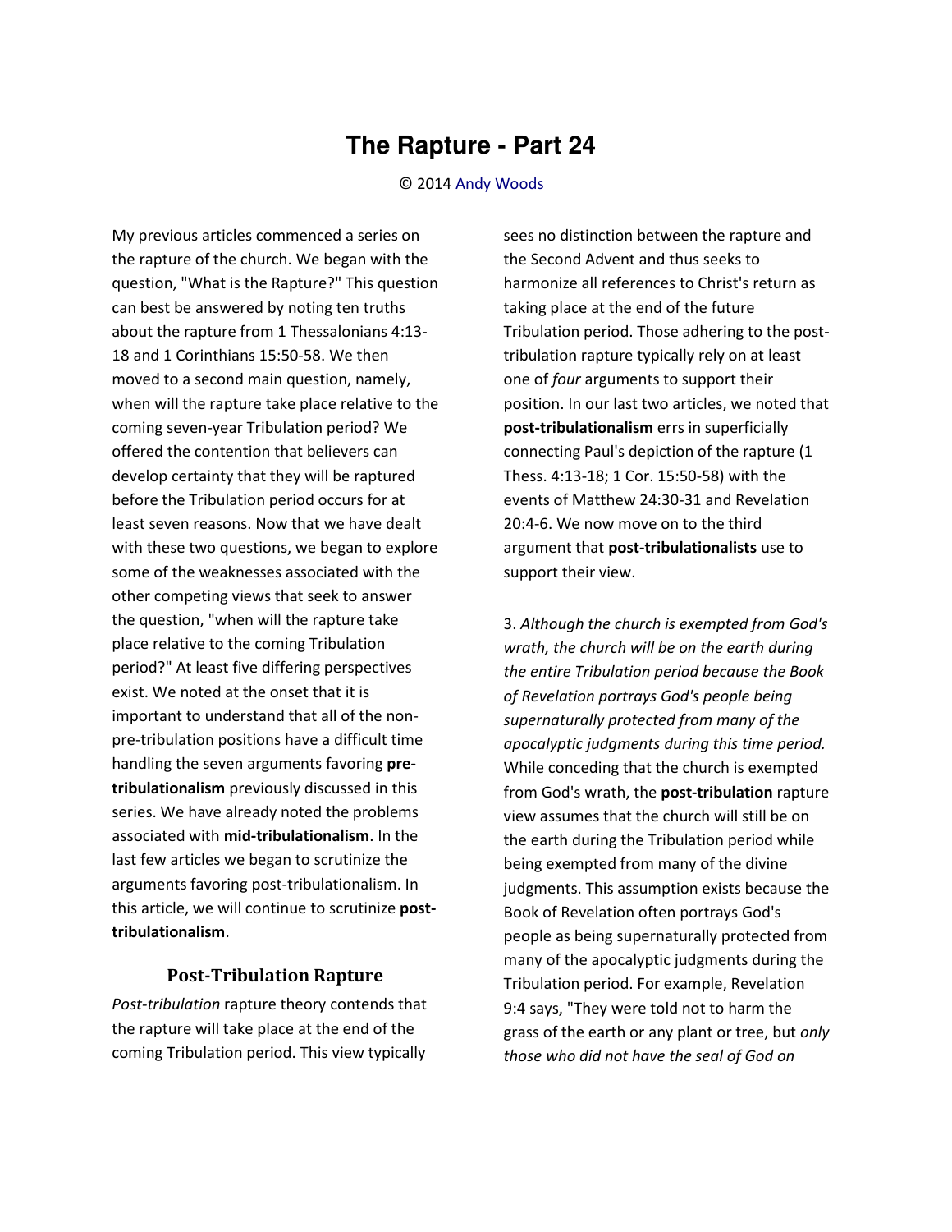# The Rapture - Part 24

© 2014 Andy Woods

My previous articles commenced a series on the rapture of the church. We began with the question, "What is the Rapture?" This question can best be answered by noting ten truths about the rapture from 1 Thessalonians 4:13-18 and 1 Corinthians 15:50-58. We then moved to a second main question, namely, when will the rapture take place relative to the coming seven-year Tribulation period? We offered the contention that believers can develop certainty that they will be raptured before the Tribulation period occurs for at least seven reasons. Now that we have dealt with these two questions, we began to explore some of the weaknesses associated with the other competing views that seek to answer the question, "when will the rapture take place relative to the coming Tribulation period?" At least five differing perspectives exist. We noted at the onset that it is important to understand that all of the non-pre-tribulation positions have a difficult time handling the seven arguments favoring **pre-tribulationalism** previously discussed in this series. We have already noted the problems associated with **mid-tribulationalism**. In the last few articles we began to scrutinize the arguments favoring post-tribulationalism. In this article, we will continue to scrutinize **post-tribulationalism**.

## Post-Tribulation Rapture

*Post-tribulation* rapture theory contends that the rapture will take place at the end of the coming Tribulation period. This view typically sees no distinction between the rapture and the Second Advent and thus seeks to harmonize all references to Christ's return as taking place at the end of the future Tribulation period. Those adhering to the post-tribulation rapture typically rely on at least one of *four* arguments to support their position. In our last two articles, we noted that **post-tribulationalism** errs in superficially connecting Paul's depiction of the rapture (1 Thess. 4:13-18; 1 Cor. 15:50-58) with the events of Matthew 24:30-31 and Revelation 20:4-6. We now move on to the third argument that **post-tribulationalists** use to support their view.

3. *Although the church is exempted from God's wrath, the church will be on the earth during the entire Tribulation period because the Book of Revelation portrays God's people being supernaturally protected from many of the apocalyptic judgments during this time period.* While conceding that the church is exempted from God's wrath, the **post-tribulation** rapture view assumes that the church will still be on the earth during the Tribulation period while being exempted from many of the divine judgments. This assumption exists because the Book of Revelation often portrays God's people as being supernaturally protected from many of the apocalyptic judgments during the Tribulation period. For example, Revelation 9:4 says, "They were told not to harm the grass of the earth or any plant or tree, but *only those who did not have the seal of God on*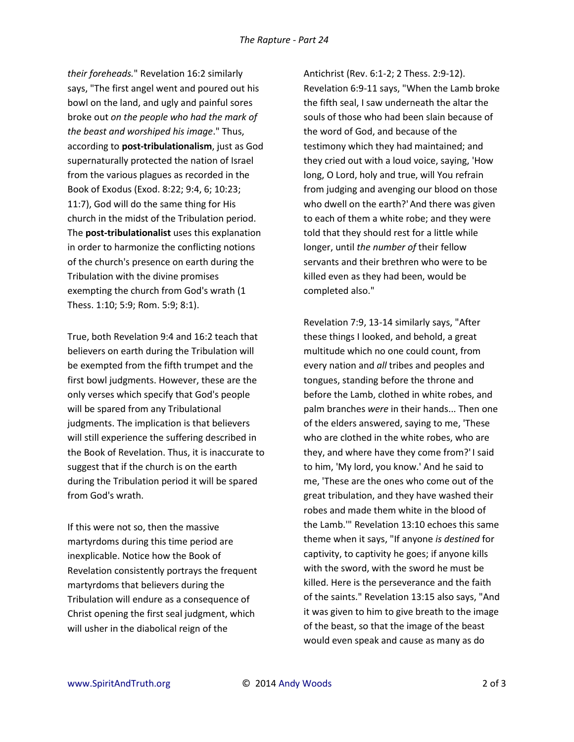*their foreheads.*" Revelation 16:2 similarly says, "The first angel went and poured out his bowl on the land, and ugly and painful sores broke out *on the people who had the mark of the beast and worshiped his image*." Thus, according to **post-tribulationalism**, just as God supernaturally protected the nation of Israel from the various plagues as recorded in the Book of Exodus (Exod. 8:22; 9:4, 6; 10:23; 11:7), God will do the same thing for His church in the midst of the Tribulation period. The **post-tribulationalist** uses this explanation in order to harmonize the conflicting notions of the church's presence on earth during the Tribulation with the divine promises exempting the church from God's wrath (1 Thess. 1:10; 5:9; Rom. 5:9; 8:1).

True, both Revelation 9:4 and 16:2 teach that believers on earth during the Tribulation will be exempted from the fifth trumpet and the first bowl judgments. However, these are the only verses which specify that God's people will be spared from any Tribulational judgments. The implication is that believers will still experience the suffering described in the Book of Revelation. Thus, it is inaccurate to suggest that if the church is on the earth during the Tribulation period it will be spared from God's wrath.

If this were not so, then the massive martyrdoms during this time period are inexplicable. Notice how the Book of Revelation consistently portrays the frequent martyrdoms that believers during the Tribulation will endure as a consequence of Christ opening the first seal judgment, which will usher in the diabolical reign of the Antichrist (Rev. 6:1-2; 2 Thess. 2:9-12). Revelation 6:9-11 says, "When the Lamb broke the fifth seal, I saw underneath the altar the souls of those who had been slain because of the word of God, and because of the testimony which they had maintained; and they cried out with a loud voice, saying, 'How long, O Lord, holy and true, will You refrain from judging and avenging our blood on those who dwell on the earth?' And there was given to each of them a white robe; and they were told that they should rest for a little while longer, until *the number of* their fellow servants and their brethren who were to be killed even as they had been, would be completed also."

Revelation 7:9, 13-14 similarly says, "After these things I looked, and behold, a great multitude which no one could count, from every nation and *all* tribes and peoples and tongues, standing before the throne and before the Lamb, clothed in white robes, and palm branches *were* in their hands... Then one of the elders answered, saying to me, 'These who are clothed in the white robes, who are they, and where have they come from?' I said to him, 'My lord, you know.' And he said to me, 'These are the ones who come out of the great tribulation, and they have washed their robes and made them white in the blood of the Lamb.'" Revelation 13:10 echoes this same theme when it says, "If anyone *is destined* for captivity, to captivity he goes; if anyone kills with the sword, with the sword he must be killed. Here is the perseverance and the faith of the saints." Revelation 13:15 also says, "And it was given to him to give breath to the image of the beast, so that the image of the beast would even speak and cause as many as do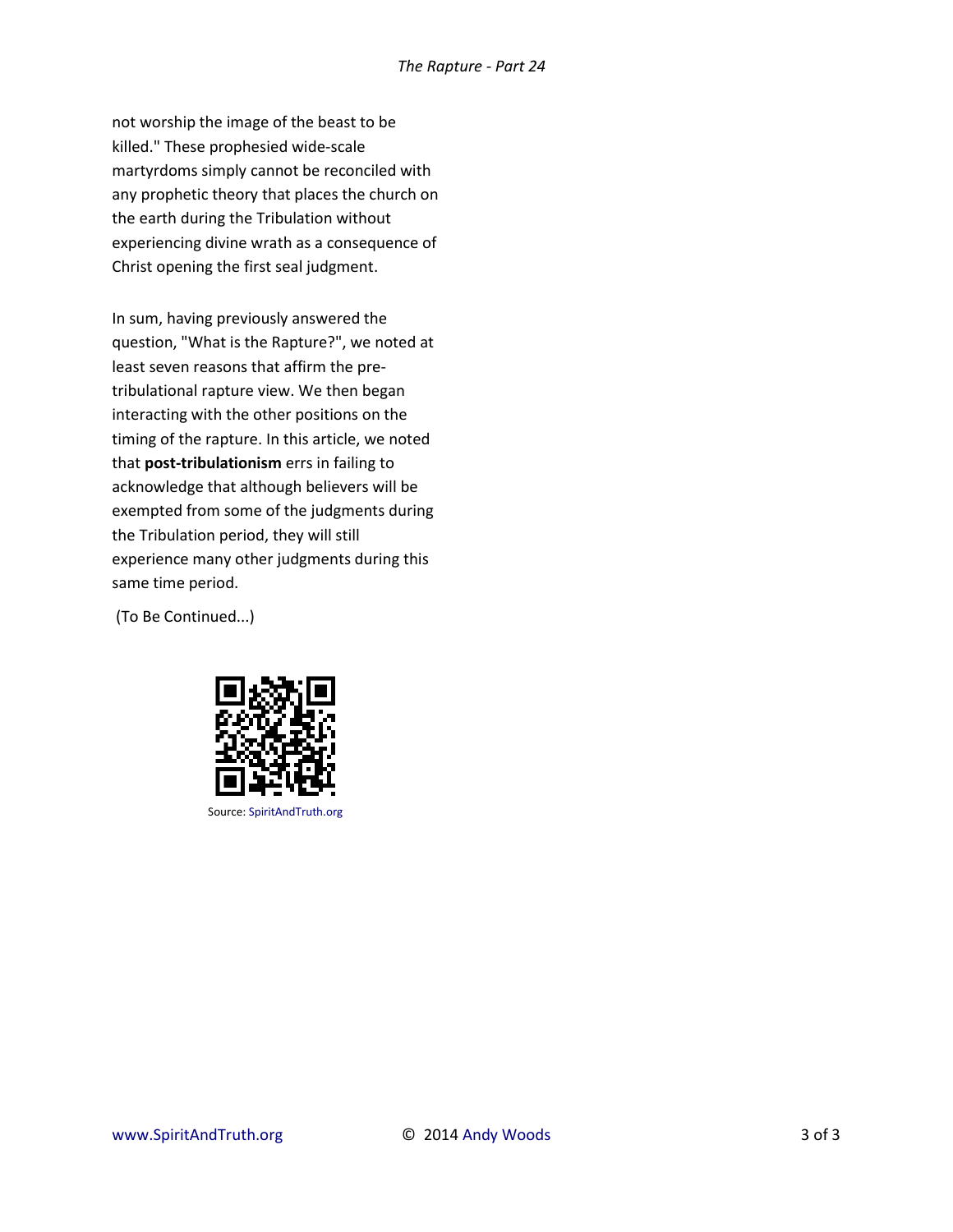not worship the image of the beast to be killed." These prophesied wide-scale martyrdoms simply cannot be reconciled with any prophetic theory that places the church on the earth during the Tribulation without experiencing divine wrath as a consequence of Christ opening the first seal judgment.

In sum, having previously answered the question, "What is the Rapture?", we noted at least seven reasons that affirm the pre-tribulational rapture view. We then began interacting with the other positions on the timing of the rapture. In this article, we noted that **post-tribulationism** errs in failing to acknowledge that although believers will be exempted from some of the judgments during the Tribulation period, they will still experience many other judgments during this same time period.

(To Be Continued...)

Source: SpiritAndTruth.org